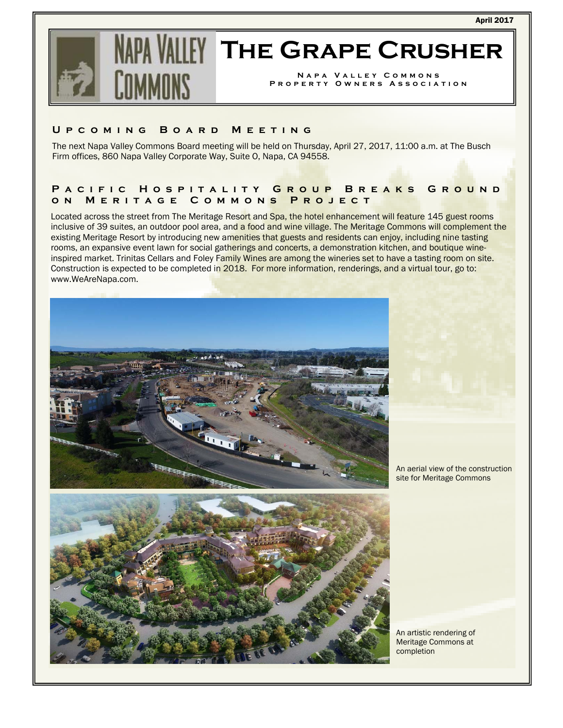April 2017

# The Grape Crusher

Napa Valley Commons Property Owners Association

## Upcoming Board Meeting

The next Napa Valley Commons Board meeting will be held on Thursday, April 27, 2017, 11:00 a.m. at The Busch Firm offices, 860 Napa Valley Corporate Way, Suite O, Napa, CA 94558.

## Pacific Hospitality Group Breaks Ground on Meritage Commons Project

Located across the street from The Meritage Resort and Spa, the hotel enhancement will feature 145 guest rooms inclusive of 39 suites, an outdoor pool area, and a food and wine village. The Meritage Commons will complement the existing Meritage Resort by introducing new amenities that guests and residents can enjoy, including nine tasting rooms, an expansive event lawn for social gatherings and concerts, a demonstration kitchen, and boutique wine-inspired market. Trinitas Cellars and Foley Family Wines are among the wineries set to have a tasting room on site. Construction is expected to be completed in 2018. For more information, renderings, and a virtual tour, go to: www.WeAreNapa.com.

An aerial view of the construction site for Meritage Commons

An artistic rendering of Meritage Commons at completion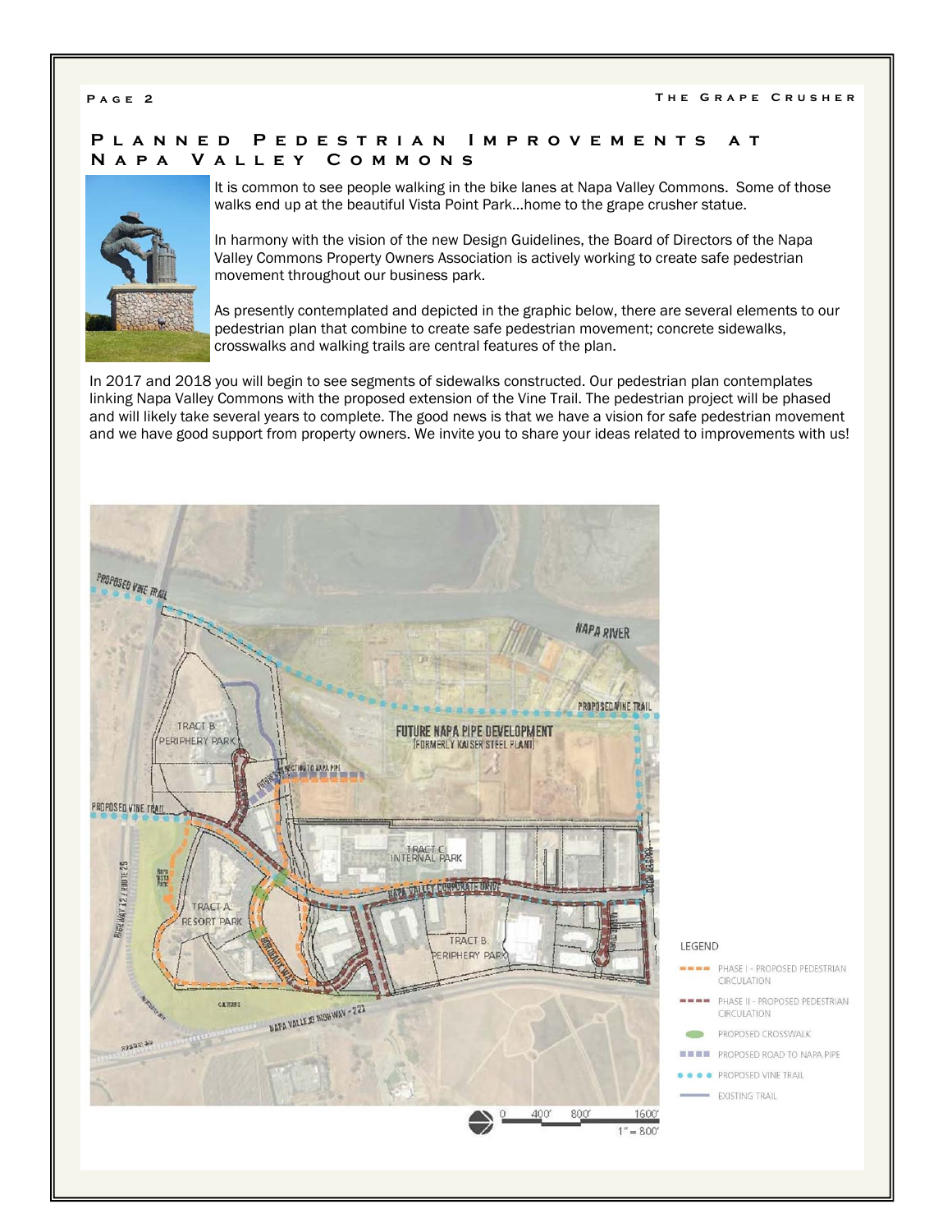## Planned Pedestrian Improvements at Napa Valley Commons

It is common to see people walking in the bike lanes at Napa Valley Commons. Some of those walks end up at the beautiful Vista Point Park…home to the grape crusher statue.

In harmony with the vision of the new Design Guidelines, the Board of Directors of the Napa Valley Commons Property Owners Association is actively working to create safe pedestrian movement throughout our business park.

As presently contemplated and depicted in the graphic below, there are several elements to our pedestrian plan that combine to create safe pedestrian movement; concrete sidewalks, crosswalks and walking trails are central features of the plan.

In 2017 and 2018 you will begin to see segments of sidewalks constructed. Our pedestrian plan contemplates linking Napa Valley Commons with the proposed extension of the Vine Trail. The pedestrian project will be phased and will likely take several years to complete. The good news is that we have a vision for safe pedestrian movement and we have good support from property owners. We invite you to share your ideas related to improvements with us!

LEGEND

- PHASE I - PROPOSED PEDESTRIAN CIRCULATION
- PHASE II - PROPOSED PEDESTRIAN CIRCULATION
- PROPOSED CROSSWALK
- PROPOSED ROAD TO NAPA PIPE
- PROPOSED VINE TRAIL
- EXISTING TRAIL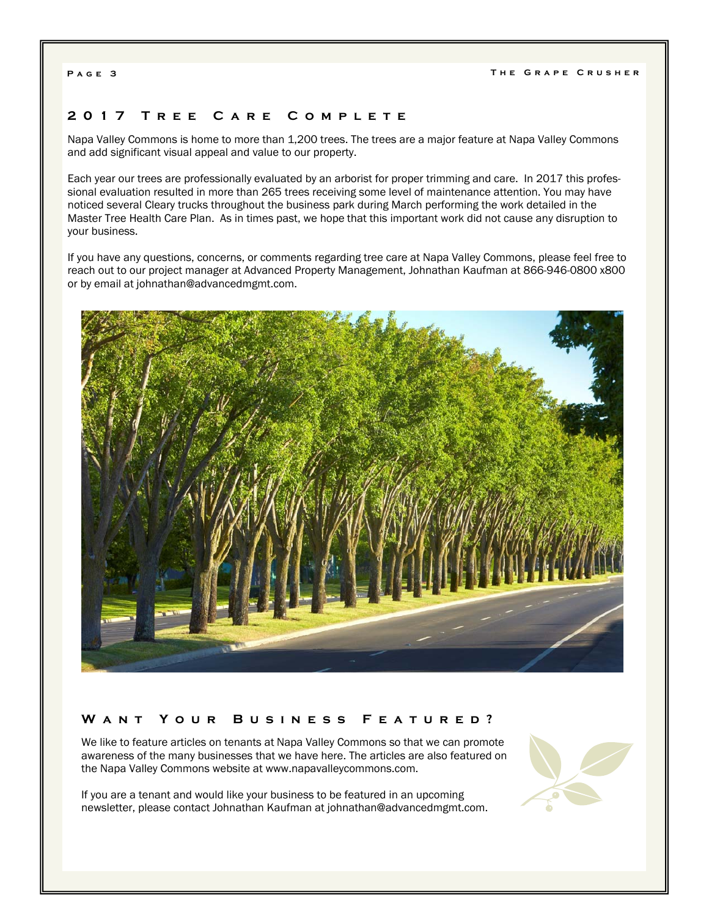## 2017 Tree Care Complete

Napa Valley Commons is home to more than 1,200 trees. The trees are a major feature at Napa Valley Commons and add significant visual appeal and value to our property.

Each year our trees are professionally evaluated by an arborist for proper trimming and care. In 2017 this professional evaluation resulted in more than 265 trees receiving some level of maintenance attention. You may have noticed several Cleary trucks throughout the business park during March performing the work detailed in the Master Tree Health Care Plan. As in times past, we hope that this important work did not cause any disruption to your business.

If you have any questions, concerns, or comments regarding tree care at Napa Valley Commons, please feel free to reach out to our project manager at Advanced Property Management, Johnathan Kaufman at 866-946-0800 x800 or by email at johnathan@advancedmgmt.com.

## Want Your Business Featured?

We like to feature articles on tenants at Napa Valley Commons so that we can promote awareness of the many businesses that we have here. The articles are also featured on the Napa Valley Commons website at www.napavalleycommons.com.

If you are a tenant and would like your business to be featured in an upcoming newsletter, please contact Johnathan Kaufman at johnathan@advancedmgmt.com.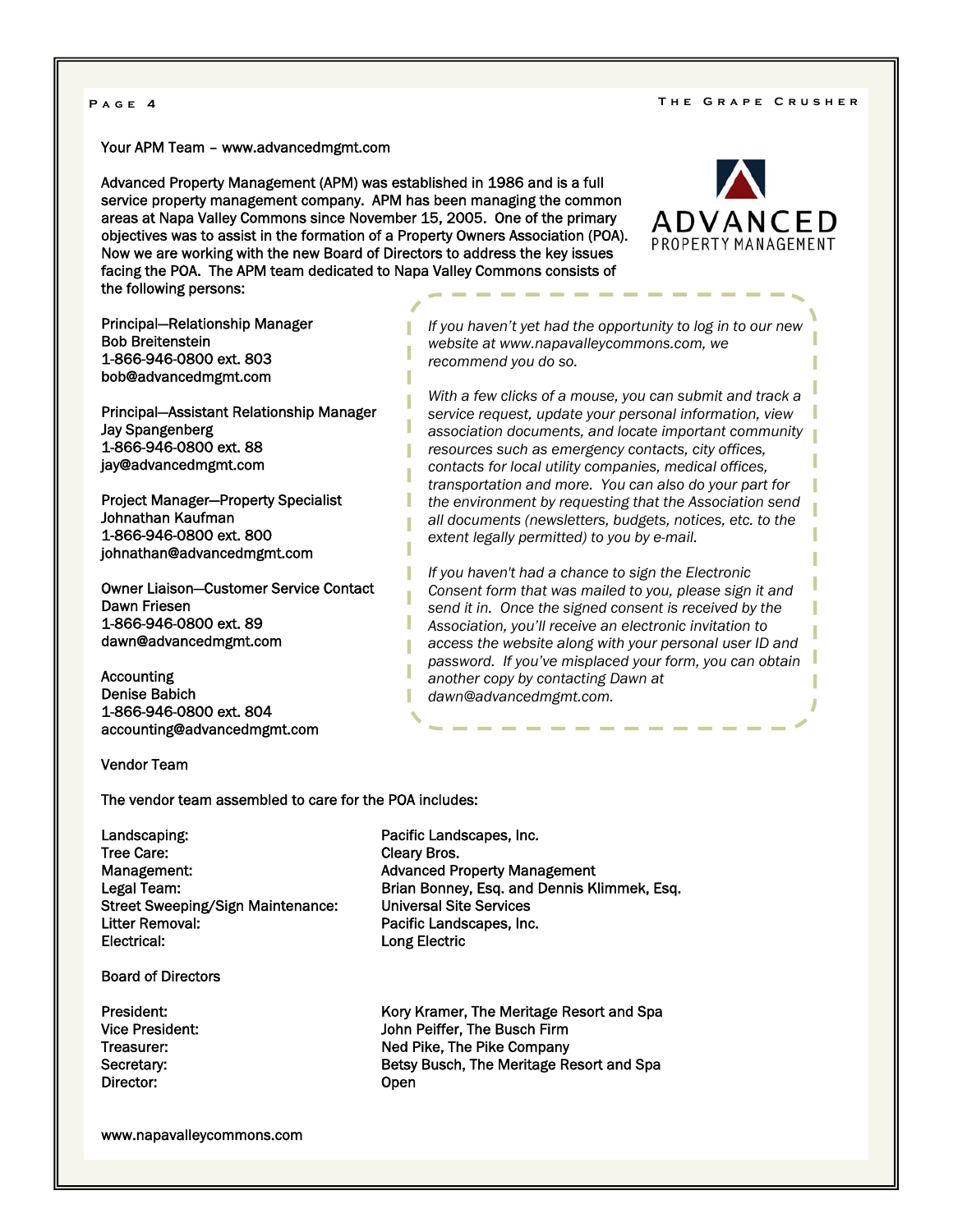## Your APM Team – www.advancedmgmt.com

Advanced Property Management (APM) was established in 1986 and is a full service property management company. APM has been managing the common areas at Napa Valley Commons since November 15, 2005. One of the primary objectives was to assist in the formation of a Property Owners Association (POA). Now we are working with the new Board of Directors to address the key issues facing the POA. The APM team dedicated to Napa Valley Commons consists of the following persons:

ADVANCED
PROPERTY MANAGEMENT

Principal—Relationship Manager
Bob Breitenstein
1-866-946-0800 ext. 803
bob@advancedmgmt.com

Principal—Assistant Relationship Manager
Jay Spangenberg
1-866-946-0800 ext. 88
jay@advancedmgmt.com

Project Manager—Property Specialist
Johnathan Kaufman
1-866-946-0800 ext. 800
johnathan@advancedmgmt.com

Owner Liaison—Customer Service Contact
Dawn Friesen
1-866-946-0800 ext. 89
dawn@advancedmgmt.com

Accounting
Denise Babich
1-866-946-0800 ext. 804
accounting@advancedmgmt.com

*If you haven't yet had the opportunity to log in to our new website at www.napavalleycommons.com, we recommend you do so.*

*With a few clicks of a mouse, you can submit and track a service request, update your personal information, view association documents, and locate important community resources such as emergency contacts, city offices, contacts for local utility companies, medical offices, transportation and more. You can also do your part for the environment by requesting that the Association send all documents (newsletters, budgets, notices, etc. to the extent legally permitted) to you by e-mail.*

*If you haven't had a chance to sign the Electronic Consent form that was mailed to you, please sign it and send it in. Once the signed consent is received by the Association, you'll receive an electronic invitation to access the website along with your personal user ID and password. If you've misplaced your form, you can obtain another copy by contacting Dawn at dawn@advancedmgmt.com.*

## Vendor Team

The vendor team assembled to care for the POA includes:

| | |
|---|---|
| Landscaping: | Pacific Landscapes, Inc. |
| Tree Care: | Cleary Bros. |
| Management: | Advanced Property Management |
| Legal Team: | Brian Bonney, Esq. and Dennis Klimmek, Esq. |
| Street Sweeping/Sign Maintenance: | Universal Site Services |
| Litter Removal: | Pacific Landscapes, Inc. |
| Electrical: | Long Electric |

## Board of Directors

| | |
|---|---|
| President: | Kory Kramer, The Meritage Resort and Spa |
| Vice President: | John Peiffer, The Busch Firm |
| Treasurer: | Ned Pike, The Pike Company |
| Secretary: | Betsy Busch, The Meritage Resort and Spa |
| Director: | Open |

www.napavalleycommons.com